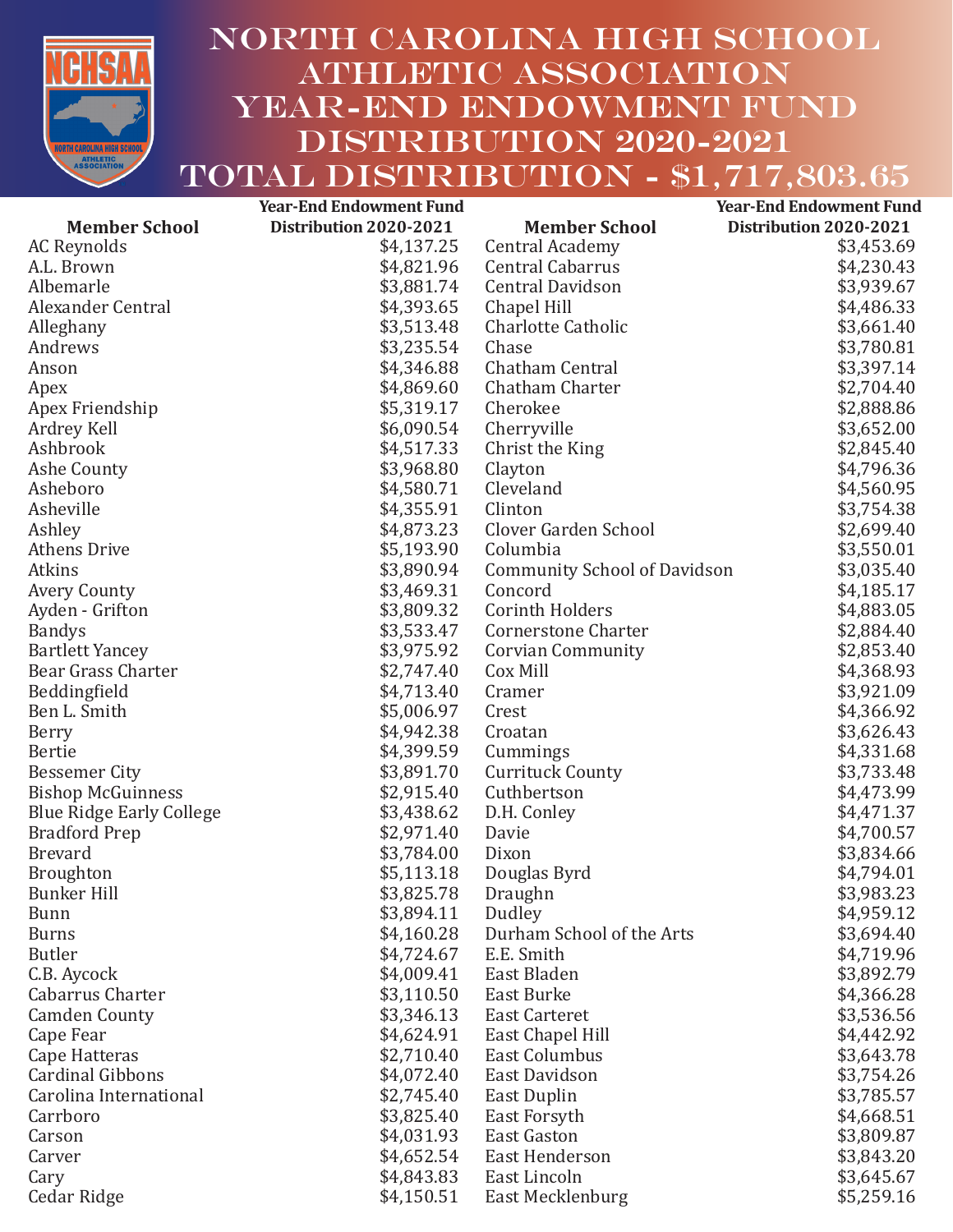# North Carolina High School Athletic Association Year-End Endowment Fund Distribution 2020-2021

## Total Distribution - $1,717,803.65

| Member School | Year-End Endowment Fund Distribution 2020-2021 |
|---|---|
| AC Reynolds | $4,137.25 |
| A.L. Brown | $4,821.96 |
| Albemarle | $3,881.74 |
| Alexander Central | $4,393.65 |
| Alleghany | $3,513.48 |
| Andrews | $3,235.54 |
| Anson | $4,346.88 |
| Apex | $4,869.60 |
| Apex Friendship | $5,319.17 |
| Ardrey Kell | $6,090.54 |
| Ashbrook | $4,517.33 |
| Ashe County | $3,968.80 |
| Asheboro | $4,580.71 |
| Asheville | $4,355.91 |
| Ashley | $4,873.23 |
| Athens Drive | $5,193.90 |
| Atkins | $3,890.94 |
| Avery County | $3,469.31 |
| Ayden - Grifton | $3,809.32 |
| Bandys | $3,533.47 |
| Bartlett Yancey | $3,975.92 |
| Bear Grass Charter | $2,747.40 |
| Beddingfield | $4,713.40 |
| Ben L. Smith | $5,006.97 |
| Berry | $4,942.38 |
| Bertie | $4,399.59 |
| Bessemer City | $3,891.70 |
| Bishop McGuinness | $2,915.40 |
| Blue Ridge Early College | $3,438.62 |
| Bradford Prep | $2,971.40 |
| Brevard | $3,784.00 |
| Broughton | $5,113.18 |
| Bunker Hill | $3,825.78 |
| Bunn | $3,894.11 |
| Burns | $4,160.28 |
| Butler | $4,724.67 |
| C.B. Aycock | $4,009.41 |
| Cabarrus Charter | $3,110.50 |
| Camden County | $3,346.13 |
| Cape Fear | $4,624.91 |
| Cape Hatteras | $2,710.40 |
| Cardinal Gibbons | $4,072.40 |
| Carolina International | $2,745.40 |
| Carrboro | $3,825.40 |
| Carson | $4,031.93 |
| Carver | $4,652.54 |
| Cary | $4,843.83 |
| Cedar Ridge | $4,150.51 |
| Central Academy | $3,453.69 |
| Central Cabarrus | $4,230.43 |
| Central Davidson | $3,939.67 |
| Chapel Hill | $4,486.33 |
| Charlotte Catholic | $3,661.40 |
| Chase | $3,780.81 |
| Chatham Central | $3,397.14 |
| Chatham Charter | $2,704.40 |
| Cherokee | $2,888.86 |
| Cherryville | $3,652.00 |
| Christ the King | $2,845.40 |
| Clayton | $4,796.36 |
| Cleveland | $4,560.95 |
| Clinton | $3,754.38 |
| Clover Garden School | $2,699.40 |
| Columbia | $3,550.01 |
| Community School of Davidson | $3,035.40 |
| Concord | $4,185.17 |
| Corinth Holders | $4,883.05 |
| Cornerstone Charter | $2,884.40 |
| Corvian Community | $2,853.40 |
| Cox Mill | $4,368.93 |
| Cramer | $3,921.09 |
| Crest | $4,366.92 |
| Croatan | $3,626.43 |
| Cummings | $4,331.68 |
| Currituck County | $3,733.48 |
| Cuthbertson | $4,473.99 |
| D.H. Conley | $4,471.37 |
| Davie | $4,700.57 |
| Dixon | $3,834.66 |
| Douglas Byrd | $4,794.01 |
| Draughn | $3,983.23 |
| Dudley | $4,959.12 |
| Durham School of the Arts | $3,694.40 |
| E.E. Smith | $4,719.96 |
| East Bladen | $3,892.79 |
| East Burke | $4,366.28 |
| East Carteret | $3,536.56 |
| East Chapel Hill | $4,442.92 |
| East Columbus | $3,643.78 |
| East Davidson | $3,754.26 |
| East Duplin | $3,785.57 |
| East Forsyth | $4,668.51 |
| East Gaston | $3,809.87 |
| East Henderson | $3,843.20 |
| East Lincoln | $3,645.67 |
| East Mecklenburg | $5,259.16 |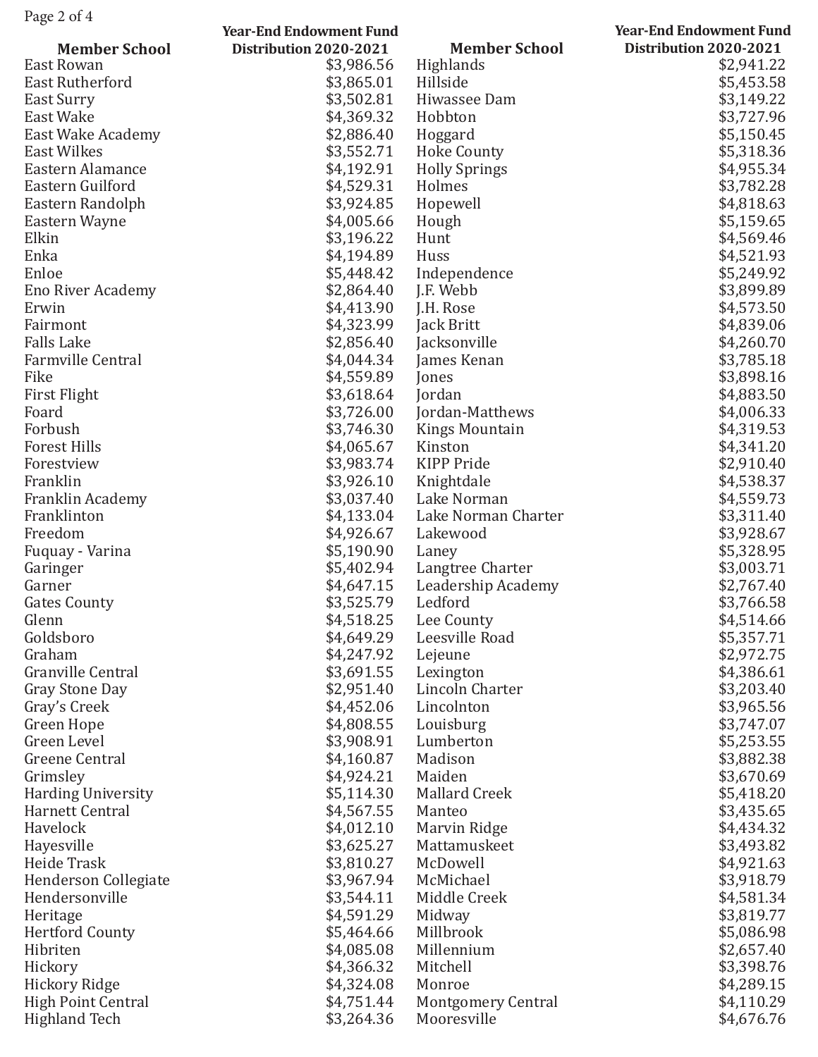| Member School | Year-End Endowment Fund Distribution 2020-2021 |
| --- | --- |
| East Rowan | $3,986.56 |
| East Rutherford | $3,865.01 |
| East Surry | $3,502.81 |
| East Wake | $4,369.32 |
| East Wake Academy | $2,886.40 |
| East Wilkes | $3,552.71 |
| Eastern Alamance | $4,192.91 |
| Eastern Guilford | $4,529.31 |
| Eastern Randolph | $3,924.85 |
| Eastern Wayne | $4,005.66 |
| Elkin | $3,196.22 |
| Enka | $4,194.89 |
| Enloe | $5,448.42 |
| Eno River Academy | $2,864.40 |
| Erwin | $4,413.90 |
| Fairmont | $4,323.99 |
| Falls Lake | $2,856.40 |
| Farmville Central | $4,044.34 |
| Fike | $4,559.89 |
| First Flight | $3,618.64 |
| Foard | $3,726.00 |
| Forbush | $3,746.30 |
| Forest Hills | $4,065.67 |
| Forestview | $3,983.74 |
| Franklin | $3,926.10 |
| Franklin Academy | $3,037.40 |
| Franklinton | $4,133.04 |
| Freedom | $4,926.67 |
| Fuquay - Varina | $5,190.90 |
| Garinger | $5,402.94 |
| Garner | $4,647.15 |
| Gates County | $3,525.79 |
| Glenn | $4,518.25 |
| Goldsboro | $4,649.29 |
| Graham | $4,247.92 |
| Granville Central | $3,691.55 |
| Gray Stone Day | $2,951.40 |
| Gray's Creek | $4,452.06 |
| Green Hope | $4,808.55 |
| Green Level | $3,908.91 |
| Greene Central | $4,160.87 |
| Grimsley | $4,924.21 |
| Harding University | $5,114.30 |
| Harnett Central | $4,567.55 |
| Havelock | $4,012.10 |
| Hayesville | $3,625.27 |
| Heide Trask | $3,810.27 |
| Henderson Collegiate | $3,967.94 |
| Hendersonville | $3,544.11 |
| Heritage | $4,591.29 |
| Hertford County | $5,464.66 |
| Hibriten | $4,085.08 |
| Hickory | $4,366.32 |
| Hickory Ridge | $4,324.08 |
| High Point Central | $4,751.44 |
| Highland Tech | $3,264.36 |
| Highlands | $2,941.22 |
| Hillside | $5,453.58 |
| Hiwassee Dam | $3,149.22 |
| Hobbton | $3,727.96 |
| Hoggard | $5,150.45 |
| Hoke County | $5,318.36 |
| Holly Springs | $4,955.34 |
| Holmes | $3,782.28 |
| Hopewell | $4,818.63 |
| Hough | $5,159.65 |
| Hunt | $4,569.46 |
| Huss | $4,521.93 |
| Independence | $5,249.92 |
| J.F. Webb | $3,899.89 |
| J.H. Rose | $4,573.50 |
| Jack Britt | $4,839.06 |
| Jacksonville | $4,260.70 |
| James Kenan | $3,785.18 |
| Jones | $3,898.16 |
| Jordan | $4,883.50 |
| Jordan-Matthews | $4,006.33 |
| Kings Mountain | $4,319.53 |
| Kinston | $4,341.20 |
| KIPP Pride | $2,910.40 |
| Knightdale | $4,538.37 |
| Lake Norman | $4,559.73 |
| Lake Norman Charter | $3,311.40 |
| Lakewood | $3,928.67 |
| Laney | $5,328.95 |
| Langtree Charter | $3,003.71 |
| Leadership Academy | $2,767.40 |
| Ledford | $3,766.58 |
| Lee County | $4,514.66 |
| Leesville Road | $5,357.71 |
| Lejeune | $2,972.75 |
| Lexington | $4,386.61 |
| Lincoln Charter | $3,203.40 |
| Lincolnton | $3,965.56 |
| Louisburg | $3,747.07 |
| Lumberton | $5,253.55 |
| Madison | $3,882.38 |
| Maiden | $3,670.69 |
| Mallard Creek | $5,418.20 |
| Manteo | $3,435.65 |
| Marvin Ridge | $4,434.32 |
| Mattamuskeet | $3,493.82 |
| McDowell | $4,921.63 |
| McMichael | $3,918.79 |
| Middle Creek | $4,581.34 |
| Midway | $3,819.77 |
| Millbrook | $5,086.98 |
| Millennium | $2,657.40 |
| Mitchell | $3,398.76 |
| Monroe | $4,289.15 |
| Montgomery Central | $4,110.29 |
| Mooresville | $4,676.76 |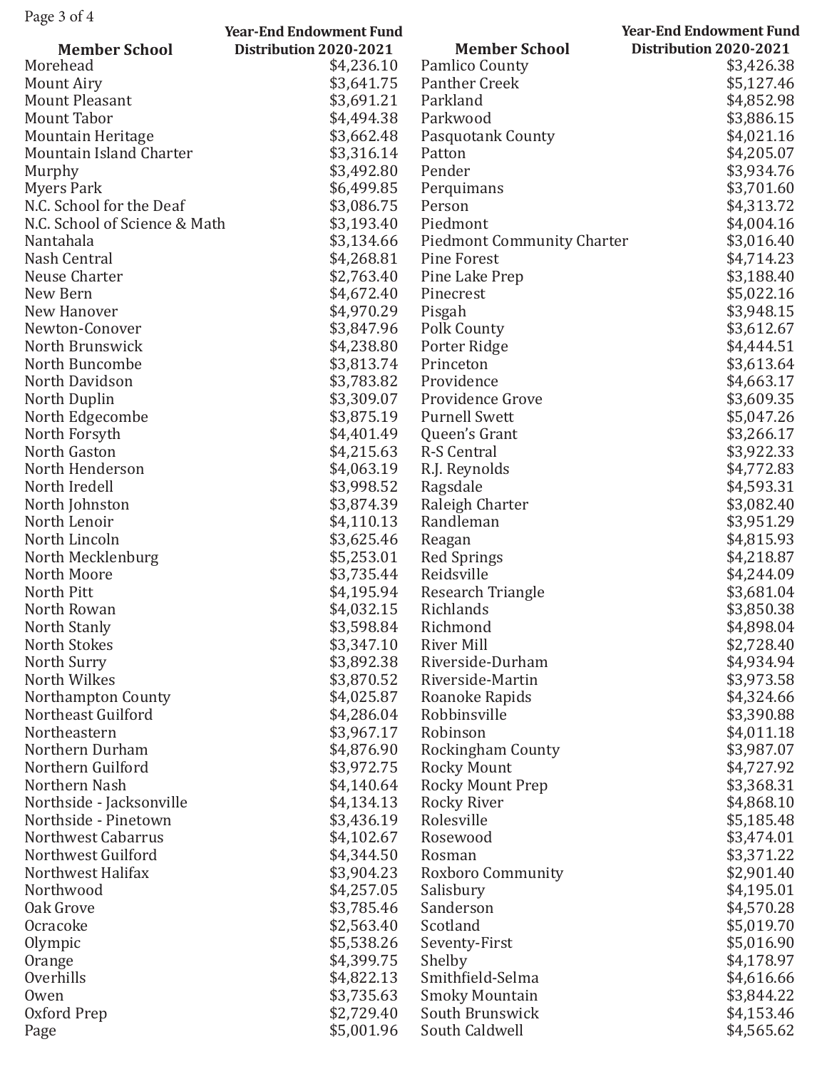| Member School | Year-End Endowment Fund Distribution 2020-2021 |
|---|---|
| Morehead | $4,236.10 |
| Mount Airy | $3,641.75 |
| Mount Pleasant | $3,691.21 |
| Mount Tabor | $4,494.38 |
| Mountain Heritage | $3,662.48 |
| Mountain Island Charter | $3,316.14 |
| Murphy | $3,492.80 |
| Myers Park | $6,499.85 |
| N.C. School for the Deaf | $3,086.75 |
| N.C. School of Science & Math | $3,193.40 |
| Nantahala | $3,134.66 |
| Nash Central | $4,268.81 |
| Neuse Charter | $2,763.40 |
| New Bern | $4,672.40 |
| New Hanover | $4,970.29 |
| Newton-Conover | $3,847.96 |
| North Brunswick | $4,238.80 |
| North Buncombe | $3,813.74 |
| North Davidson | $3,783.82 |
| North Duplin | $3,309.07 |
| North Edgecombe | $3,875.19 |
| North Forsyth | $4,401.49 |
| North Gaston | $4,215.63 |
| North Henderson | $4,063.19 |
| North Iredell | $3,998.52 |
| North Johnston | $3,874.39 |
| North Lenoir | $4,110.13 |
| North Lincoln | $3,625.46 |
| North Mecklenburg | $5,253.01 |
| North Moore | $3,735.44 |
| North Pitt | $4,195.94 |
| North Rowan | $4,032.15 |
| North Stanly | $3,598.84 |
| North Stokes | $3,347.10 |
| North Surry | $3,892.38 |
| North Wilkes | $3,870.52 |
| Northampton County | $4,025.87 |
| Northeast Guilford | $4,286.04 |
| Northeastern | $3,967.17 |
| Northern Durham | $4,876.90 |
| Northern Guilford | $3,972.75 |
| Northern Nash | $4,140.64 |
| Northside - Jacksonville | $4,134.13 |
| Northside - Pinetown | $3,436.19 |
| Northwest Cabarrus | $4,102.67 |
| Northwest Guilford | $4,344.50 |
| Northwest Halifax | $3,904.23 |
| Northwood | $4,257.05 |
| Oak Grove | $3,785.46 |
| Ocracoke | $2,563.40 |
| Olympic | $5,538.26 |
| Orange | $4,399.75 |
| Overhills | $4,822.13 |
| Owen | $3,735.63 |
| Oxford Prep | $2,729.40 |
| Page | $5,001.96 |
| Pamlico County | $3,426.38 |
| Panther Creek | $5,127.46 |
| Parkland | $4,852.98 |
| Parkwood | $3,886.15 |
| Pasquotank County | $4,021.16 |
| Patton | $4,205.07 |
| Pender | $3,934.76 |
| Perquimans | $3,701.60 |
| Person | $4,313.72 |
| Piedmont | $4,004.16 |
| Piedmont Community Charter | $3,016.40 |
| Pine Forest | $4,714.23 |
| Pine Lake Prep | $3,188.40 |
| Pinecrest | $5,022.16 |
| Pisgah | $3,948.15 |
| Polk County | $3,612.67 |
| Porter Ridge | $4,444.51 |
| Princeton | $3,613.64 |
| Providence | $4,663.17 |
| Providence Grove | $3,609.35 |
| Purnell Swett | $5,047.26 |
| Queen's Grant | $3,266.17 |
| R-S Central | $3,922.33 |
| R.J. Reynolds | $4,772.83 |
| Ragsdale | $4,593.31 |
| Raleigh Charter | $3,082.40 |
| Randleman | $3,951.29 |
| Reagan | $4,815.93 |
| Red Springs | $4,218.87 |
| Reidsville | $4,244.09 |
| Research Triangle | $3,681.04 |
| Richlands | $3,850.38 |
| Richmond | $4,898.04 |
| River Mill | $2,728.40 |
| Riverside-Durham | $4,934.94 |
| Riverside-Martin | $3,973.58 |
| Roanoke Rapids | $4,324.66 |
| Robbinsville | $3,390.88 |
| Robinson | $4,011.18 |
| Rockingham County | $3,987.07 |
| Rocky Mount | $4,727.92 |
| Rocky Mount Prep | $3,368.31 |
| Rocky River | $4,868.10 |
| Rolesville | $5,185.48 |
| Rosewood | $3,474.01 |
| Rosman | $3,371.22 |
| Roxboro Community | $2,901.40 |
| Salisbury | $4,195.01 |
| Sanderson | $4,570.28 |
| Scotland | $5,019.70 |
| Seventy-First | $5,016.90 |
| Shelby | $4,178.97 |
| Smithfield-Selma | $4,616.66 |
| Smoky Mountain | $3,844.22 |
| South Brunswick | $4,153.46 |
| South Caldwell | $4,565.62 |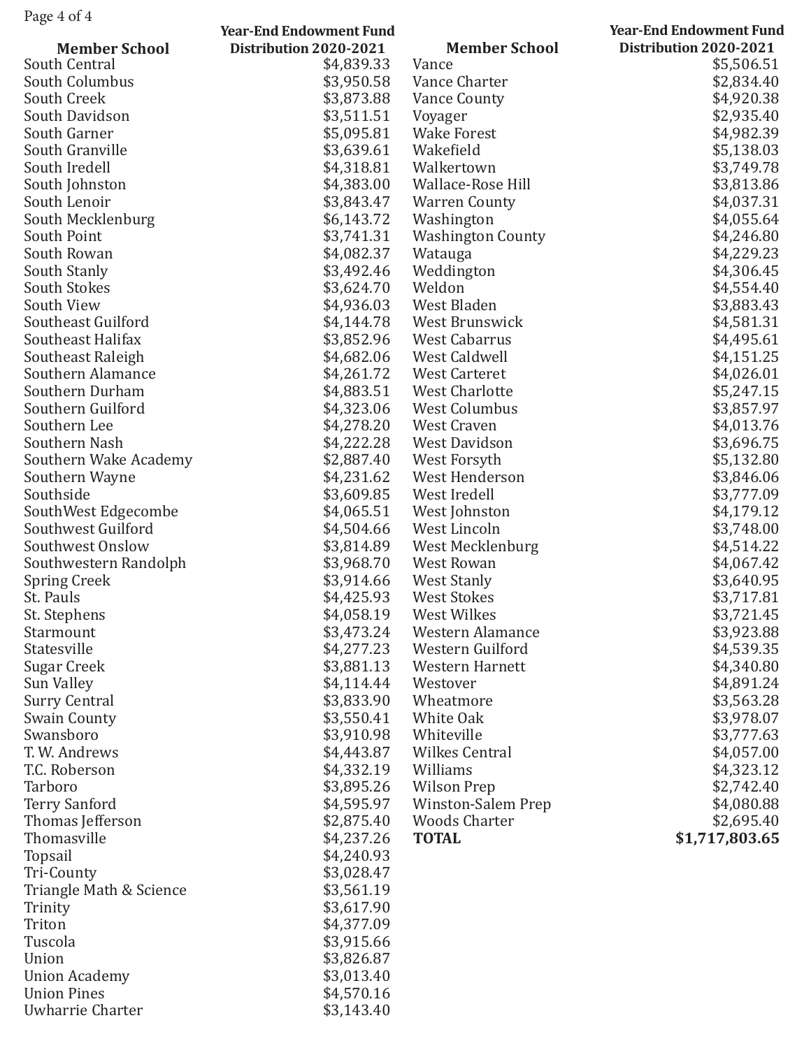| Member School | Year-End Endowment Fund Distribution 2020-2021 |
|---|---|
| South Central | $4,839.33 |
| South Columbus | $3,950.58 |
| South Creek | $3,873.88 |
| South Davidson | $3,511.51 |
| South Garner | $5,095.81 |
| South Granville | $3,639.61 |
| South Iredell | $4,318.81 |
| South Johnston | $4,383.00 |
| South Lenoir | $3,843.47 |
| South Mecklenburg | $6,143.72 |
| South Point | $3,741.31 |
| South Rowan | $4,082.37 |
| South Stanly | $3,492.46 |
| South Stokes | $3,624.70 |
| South View | $4,936.03 |
| Southeast Guilford | $4,144.78 |
| Southeast Halifax | $3,852.96 |
| Southeast Raleigh | $4,682.06 |
| Southern Alamance | $4,261.72 |
| Southern Durham | $4,883.51 |
| Southern Guilford | $4,323.06 |
| Southern Lee | $4,278.20 |
| Southern Nash | $4,222.28 |
| Southern Wake Academy | $2,887.40 |
| Southern Wayne | $4,231.62 |
| Southside | $3,609.85 |
| SouthWest Edgecombe | $4,065.51 |
| Southwest Guilford | $4,504.66 |
| Southwest Onslow | $3,814.89 |
| Southwestern Randolph | $3,968.70 |
| Spring Creek | $3,914.66 |
| St. Pauls | $4,425.93 |
| St. Stephens | $4,058.19 |
| Starmount | $3,473.24 |
| Statesville | $4,277.23 |
| Sugar Creek | $3,881.13 |
| Sun Valley | $4,114.44 |
| Surry Central | $3,833.90 |
| Swain County | $3,550.41 |
| Swansboro | $3,910.98 |
| T. W. Andrews | $4,443.87 |
| T.C. Roberson | $4,332.19 |
| Tarboro | $3,895.26 |
| Terry Sanford | $4,595.97 |
| Thomas Jefferson | $2,875.40 |
| Thomasville | $4,237.26 |
| Topsail | $4,240.93 |
| Tri-County | $3,028.47 |
| Triangle Math & Science | $3,561.19 |
| Trinity | $3,617.90 |
| Triton | $4,377.09 |
| Tuscola | $3,915.66 |
| Union | $3,826.87 |
| Union Academy | $3,013.40 |
| Union Pines | $4,570.16 |
| Uwharrie Charter | $3,143.40 |
| Vance | $5,506.51 |
| Vance Charter | $2,834.40 |
| Vance County | $4,920.38 |
| Voyager | $2,935.40 |
| Wake Forest | $4,982.39 |
| Wakefield | $5,138.03 |
| Walkertown | $3,749.78 |
| Wallace-Rose Hill | $3,813.86 |
| Warren County | $4,037.31 |
| Washington | $4,055.64 |
| Washington County | $4,246.80 |
| Watauga | $4,229.23 |
| Weddington | $4,306.45 |
| Weldon | $4,554.40 |
| West Bladen | $3,883.43 |
| West Brunswick | $4,581.31 |
| West Cabarrus | $4,495.61 |
| West Caldwell | $4,151.25 |
| West Carteret | $4,026.01 |
| West Charlotte | $5,247.15 |
| West Columbus | $3,857.97 |
| West Craven | $4,013.76 |
| West Davidson | $3,696.75 |
| West Forsyth | $5,132.80 |
| West Henderson | $3,846.06 |
| West Iredell | $3,777.09 |
| West Johnston | $4,179.12 |
| West Lincoln | $3,748.00 |
| West Mecklenburg | $4,514.22 |
| West Rowan | $4,067.42 |
| West Stanly | $3,640.95 |
| West Stokes | $3,717.81 |
| West Wilkes | $3,721.45 |
| Western Alamance | $3,923.88 |
| Western Guilford | $4,539.35 |
| Western Harnett | $4,340.80 |
| Westover | $4,891.24 |
| Wheatmore | $3,563.28 |
| White Oak | $3,978.07 |
| Whiteville | $3,777.63 |
| Wilkes Central | $4,057.00 |
| Williams | $4,323.12 |
| Wilson Prep | $2,742.40 |
| Winston-Salem Prep | $4,080.88 |
| Woods Charter | $2,695.40 |
| **TOTAL** | **$1,717,803.65** |